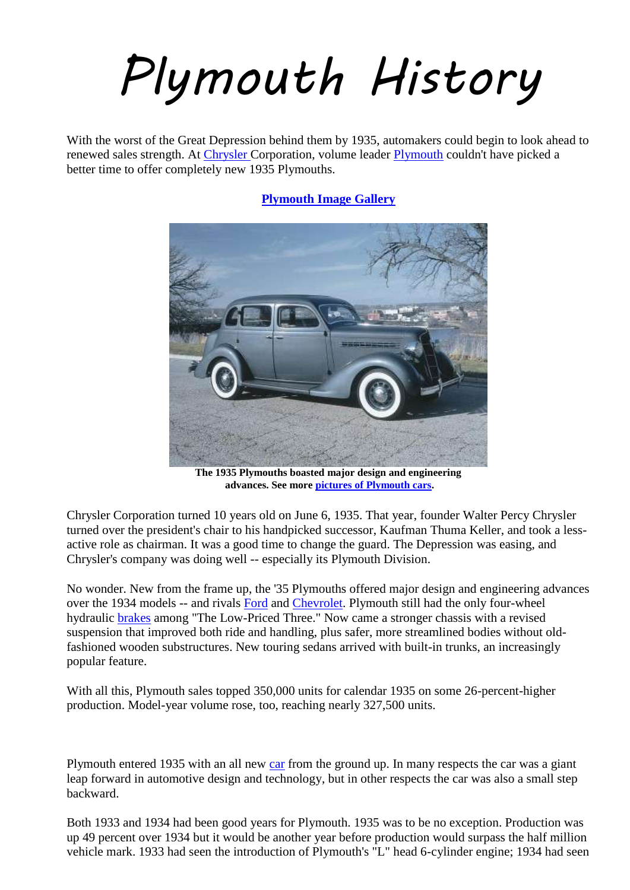# Plymouth History

With the worst of the Great Depression behind them by 1935, automakers could begin to look ahead to renewed sales strength. At Chrysler Corporation, volume leader Plymouth couldn't have picked a better time to offer completely new 1935 Plymouths.

**Plymouth Image Gallery**

**The 1935 Plymouths boasted major design and engineering advances. See more pictures of Plymouth cars.**

Chrysler Corporation turned 10 years old on June 6, 1935. That year, founder Walter Percy Chrysler turned over the president's chair to his handpicked successor, Kaufman Thuma Keller, and took a less-active role as chairman. It was a good time to change the guard. The Depression was easing, and Chrysler's company was doing well -- especially its Plymouth Division.

No wonder. New from the frame up, the '35 Plymouths offered major design and engineering advances over the 1934 models -- and rivals Ford and Chevrolet. Plymouth still had the only four-wheel hydraulic brakes among "The Low-Priced Three." Now came a stronger chassis with a revised suspension that improved both ride and handling, plus safer, more streamlined bodies without old-fashioned wooden substructures. New touring sedans arrived with built-in trunks, an increasingly popular feature.

With all this, Plymouth sales topped 350,000 units for calendar 1935 on some 26-percent-higher production. Model-year volume rose, too, reaching nearly 327,500 units.

Plymouth entered 1935 with an all new car from the ground up. In many respects the car was a giant leap forward in automotive design and technology, but in other respects the car was also a small step backward.

Both 1933 and 1934 had been good years for Plymouth. 1935 was to be no exception. Production was up 49 percent over 1934 but it would be another year before production would surpass the half million vehicle mark. 1933 had seen the introduction of Plymouth's "L" head 6-cylinder engine; 1934 had seen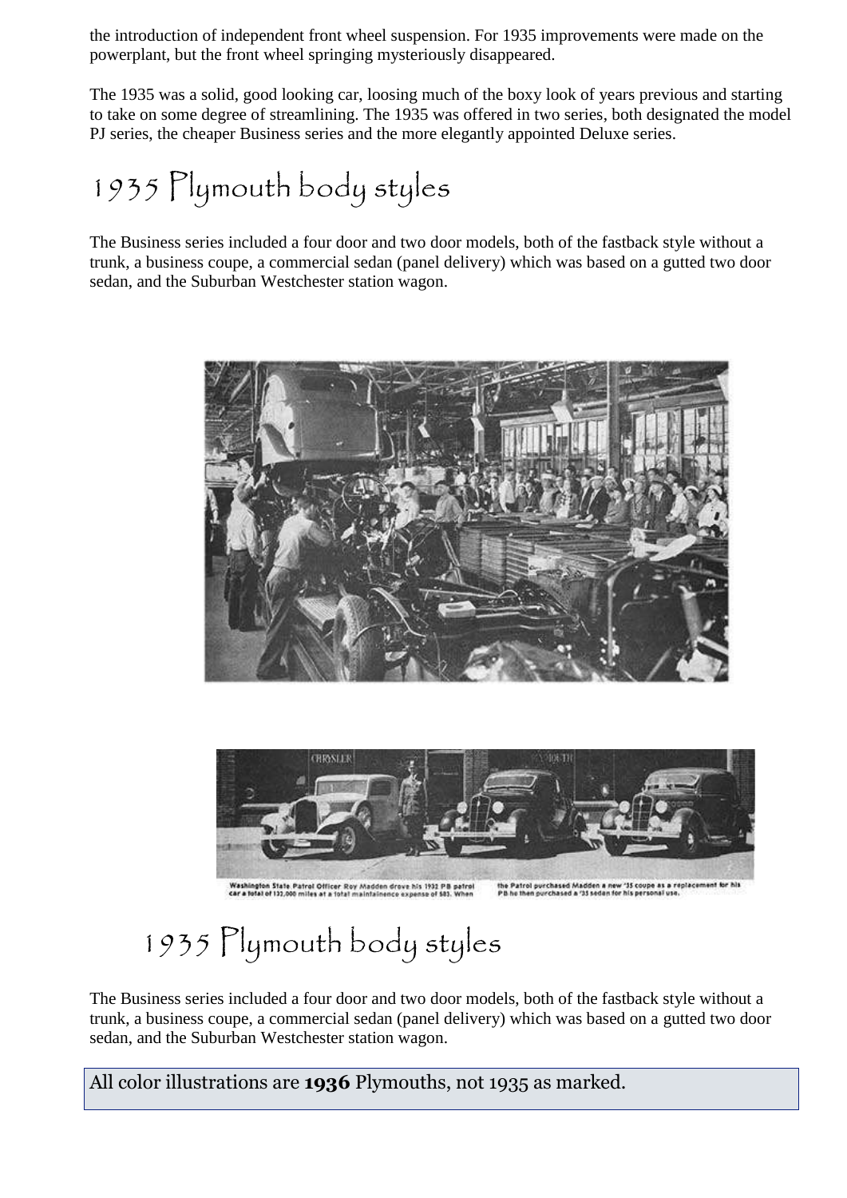the introduction of independent front wheel suspension. For 1935 improvements were made on the powerplant, but the front wheel springing mysteriously disappeared.

The 1935 was a solid, good looking car, loosing much of the boxy look of years previous and starting to take on some degree of streamlining. The 1935 was offered in two series, both designated the model PJ series, the cheaper Business series and the more elegantly appointed Deluxe series.

# 1935 Plymouth body styles

The Business series included a four door and two door models, both of the fastback style without a trunk, a business coupe, a commercial sedan (panel delivery) which was based on a gutted two door sedan, and the Suburban Westchester station wagon.

Washington State Patrol Officer Roy Madden drove his 1932 PB patrol car a total of 132,000 miles at a total maintainence expense of $83. When the Patrol purchased Madden a new '35 coupe as a replacement for his PB he then purchased a '35 sedan for his personal use.

# 1935 Plymouth body styles

The Business series included a four door and two door models, both of the fastback style without a trunk, a business coupe, a commercial sedan (panel delivery) which was based on a gutted two door sedan, and the Suburban Westchester station wagon.

All color illustrations are **1936** Plymouths, not 1935 as marked.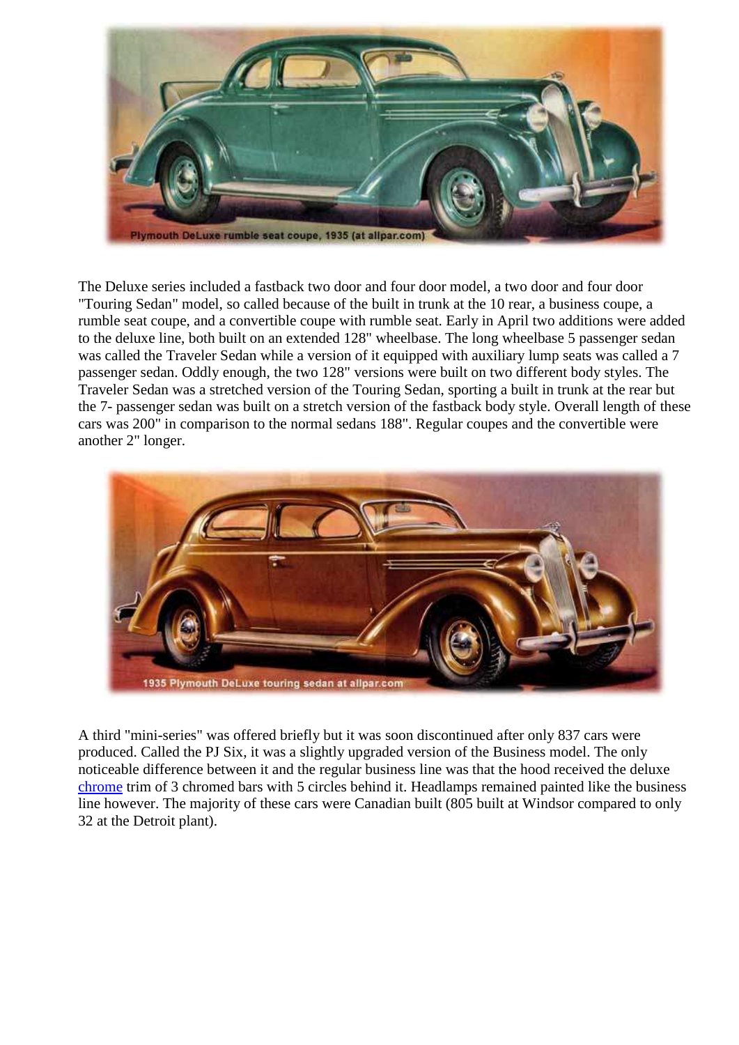The Deluxe series included a fastback two door and four door model, a two door and four door "Touring Sedan" model, so called because of the built in trunk at the 10 rear, a business coupe, a rumble seat coupe, and a convertible coupe with rumble seat. Early in April two additions were added to the deluxe line, both built on an extended 128" wheelbase. The long wheelbase 5 passenger sedan was called the Traveler Sedan while a version of it equipped with auxiliary lump seats was called a 7 passenger sedan. Oddly enough, the two 128" versions were built on two different body styles. The Traveler Sedan was a stretched version of the Touring Sedan, sporting a built in trunk at the rear but the 7- passenger sedan was built on a stretch version of the fastback body style. Overall length of these cars was 200" in comparison to the normal sedans 188". Regular coupes and the convertible were another 2" longer.

A third "mini-series" was offered briefly but it was soon discontinued after only 837 cars were produced. Called the PJ Six, it was a slightly upgraded version of the Business model. The only noticeable difference between it and the regular business line was that the hood received the deluxe chrome trim of 3 chromed bars with 5 circles behind it. Headlamps remained painted like the business line however. The majority of these cars were Canadian built (805 built at Windsor compared to only 32 at the Detroit plant).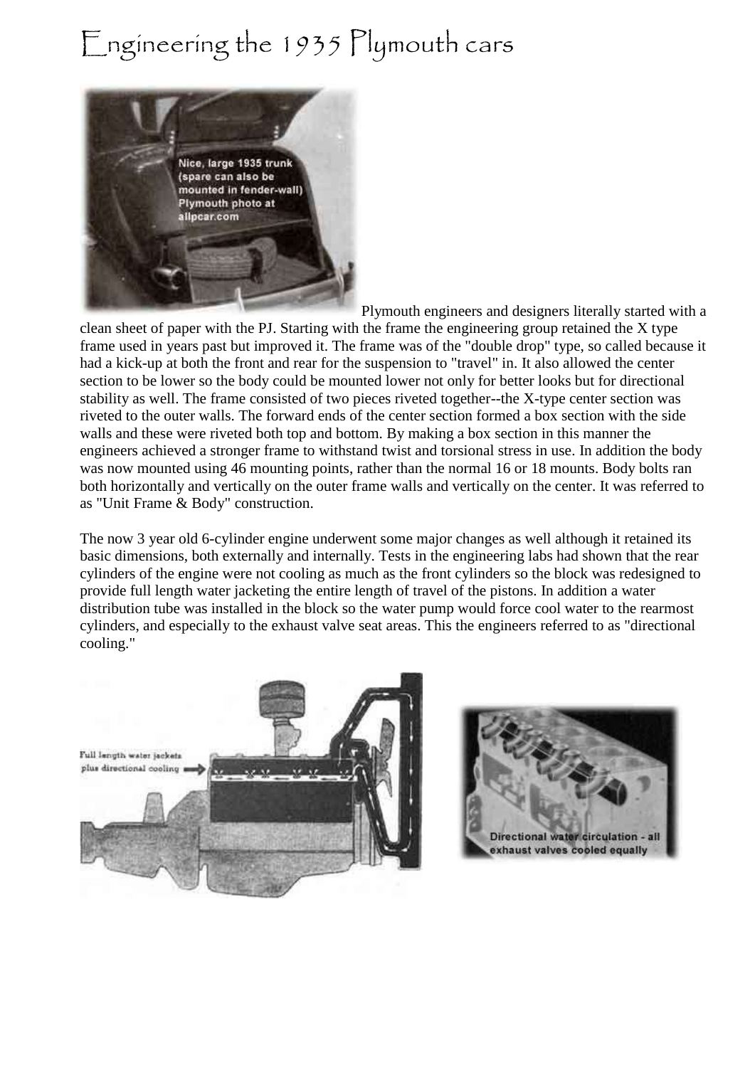# Engineering the 1935 Plymouth cars

Plymouth engineers and designers literally started with a clean sheet of paper with the PJ. Starting with the frame the engineering group retained the X type frame used in years past but improved it. The frame was of the "double drop" type, so called because it had a kick-up at both the front and rear for the suspension to "travel" in. It also allowed the center section to be lower so the body could be mounted lower not only for better looks but for directional stability as well. The frame consisted of two pieces riveted together--the X-type center section was riveted to the outer walls. The forward ends of the center section formed a box section with the side walls and these were riveted both top and bottom. By making a box section in this manner the engineers achieved a stronger frame to withstand twist and torsional stress in use. In addition the body was now mounted using 46 mounting points, rather than the normal 16 or 18 mounts. Body bolts ran both horizontally and vertically on the outer frame walls and vertically on the center. It was referred to as "Unit Frame & Body" construction.

The now 3 year old 6-cylinder engine underwent some major changes as well although it retained its basic dimensions, both externally and internally. Tests in the engineering labs had shown that the rear cylinders of the engine were not cooling as much as the front cylinders so the block was redesigned to provide full length water jacketing the entire length of travel of the pistons. In addition a water distribution tube was installed in the block so the water pump would force cool water to the rearmost cylinders, and especially to the exhaust valve seat areas. This the engineers referred to as "directional cooling."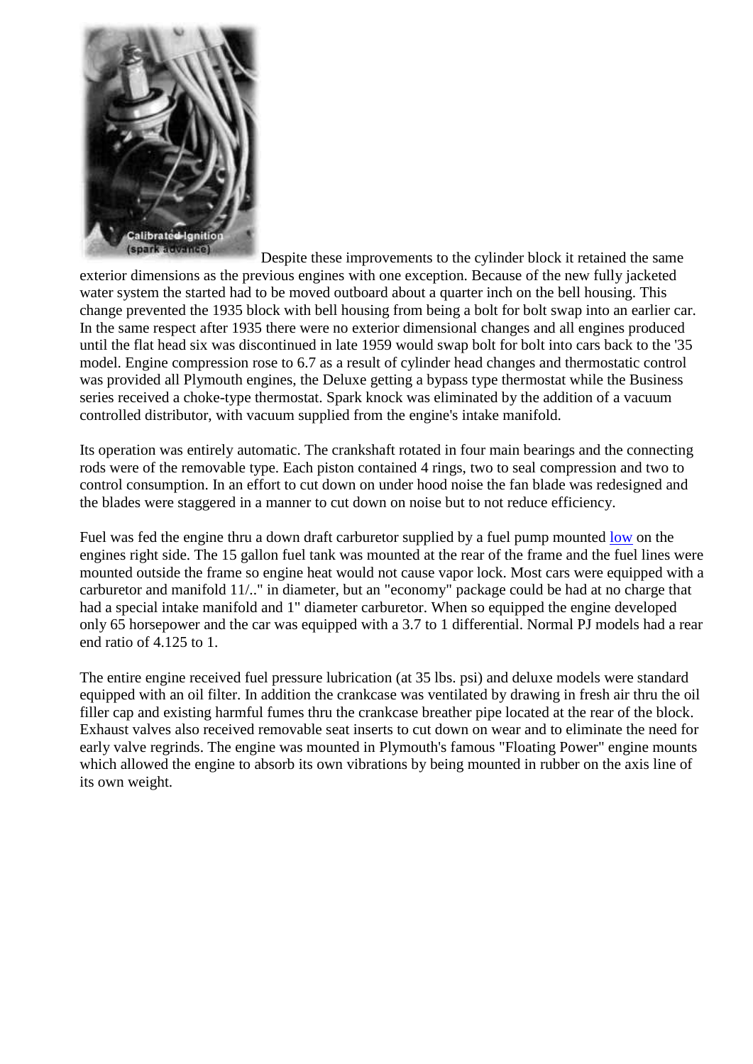Despite these improvements to the cylinder block it retained the same exterior dimensions as the previous engines with one exception. Because of the new fully jacketed water system the started had to be moved outboard about a quarter inch on the bell housing. This change prevented the 1935 block with bell housing from being a bolt for bolt swap into an earlier car. In the same respect after 1935 there were no exterior dimensional changes and all engines produced until the flat head six was discontinued in late 1959 would swap bolt for bolt into cars back to the '35 model. Engine compression rose to 6.7 as a result of cylinder head changes and thermostatic control was provided all Plymouth engines, the Deluxe getting a bypass type thermostat while the Business series received a choke-type thermostat. Spark knock was eliminated by the addition of a vacuum controlled distributor, with vacuum supplied from the engine's intake manifold.

Its operation was entirely automatic. The crankshaft rotated in four main bearings and the connecting rods were of the removable type. Each piston contained 4 rings, two to seal compression and two to control consumption. In an effort to cut down on under hood noise the fan blade was redesigned and the blades were staggered in a manner to cut down on noise but to not reduce efficiency.

Fuel was fed the engine thru a down draft carburetor supplied by a fuel pump mounted low on the engines right side. The 15 gallon fuel tank was mounted at the rear of the frame and the fuel lines were mounted outside the frame so engine heat would not cause vapor lock. Most cars were equipped with a carburetor and manifold 11/.." in diameter, but an "economy" package could be had at no charge that had a special intake manifold and 1" diameter carburetor. When so equipped the engine developed only 65 horsepower and the car was equipped with a 3.7 to 1 differential. Normal PJ models had a rear end ratio of 4.125 to 1.

The entire engine received fuel pressure lubrication (at 35 lbs. psi) and deluxe models were standard equipped with an oil filter. In addition the crankcase was ventilated by drawing in fresh air thru the oil filler cap and existing harmful fumes thru the crankcase breather pipe located at the rear of the block. Exhaust valves also received removable seat inserts to cut down on wear and to eliminate the need for early valve regrinds. The engine was mounted in Plymouth's famous "Floating Power" engine mounts which allowed the engine to absorb its own vibrations by being mounted in rubber on the axis line of its own weight.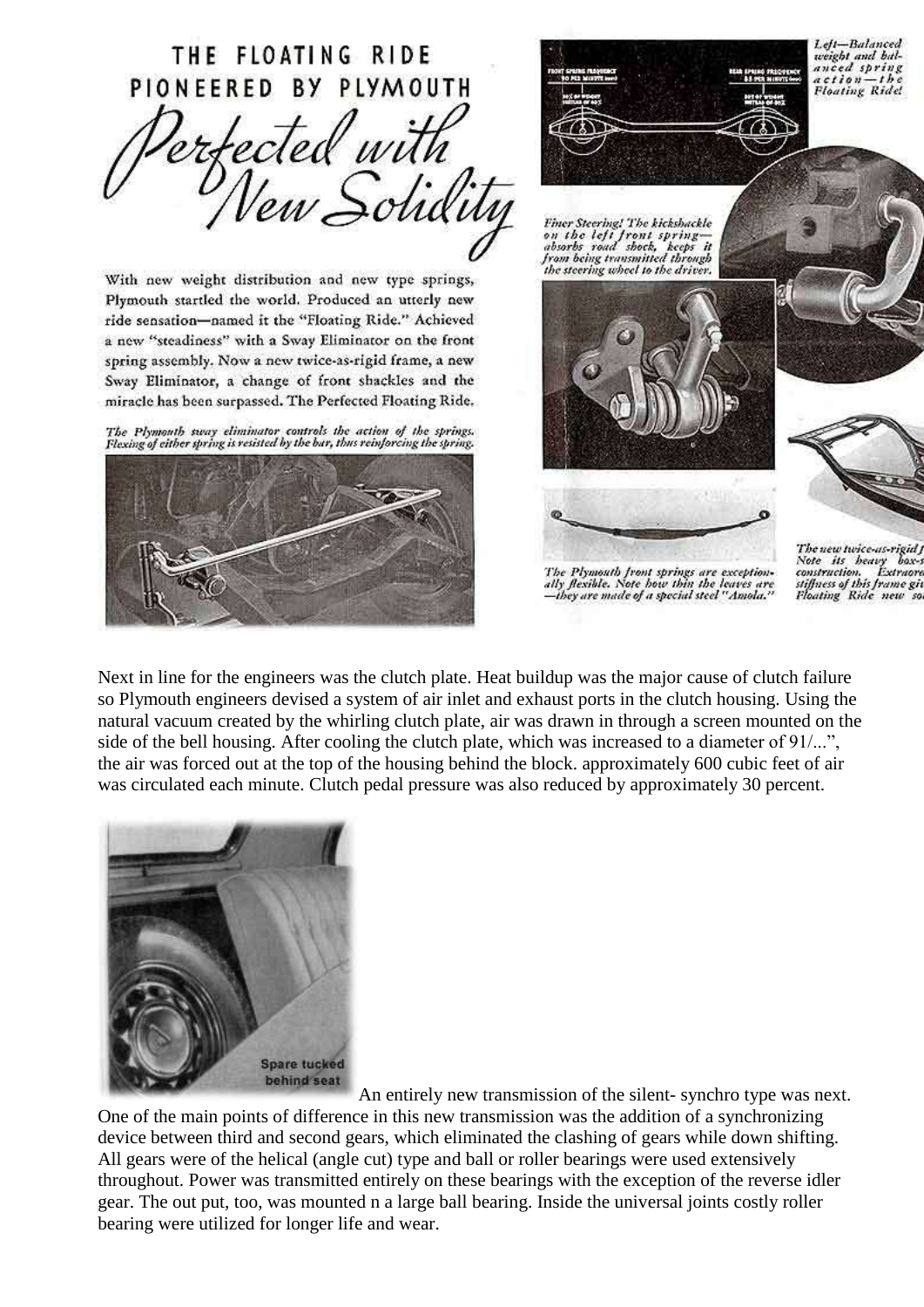# THE FLOATING RIDE PIONEERED BY PLYMOUTH

## *Perfected with New Solidity*

With new weight distribution and new type springs, Plymouth startled the world. Produced an utterly new ride sensation—named it the "Floating Ride." Achieved a new "steadiness" with a Sway Eliminator on the front spring assembly. Now a new twice-as-rigid frame, a new Sway Eliminator, a change of front shackles and the miracle has been surpassed. The Perfected Floating Ride.

*The Plymouth sway eliminator controls the action of the springs. Flexing of either spring is resisted by the bar, thus reinforcing the spring.*

*Left—Balanced weight and balanced spring action—the Floating Ride!*

*Finer Steering! The kickshackle on the left front spring—absorbs road shock, keeps it from being transmitted through the steering wheel to the driver.*

*The Plymouth front springs are exceptionally flexible. Note how thin the leaves are—they are made of a special steel "Amola."*

*The new twice-as-rigid f... Note its heavy box-s... construction. Extraord... stiffness of this frame gi... Floating Ride new so...*

Next in line for the engineers was the clutch plate. Heat buildup was the major cause of clutch failure so Plymouth engineers devised a system of air inlet and exhaust ports in the clutch housing. Using the natural vacuum created by the whirling clutch plate, air was drawn in through a screen mounted on the side of the bell housing. After cooling the clutch plate, which was increased to a diameter of 91/...", the air was forced out at the top of the housing behind the block. approximately 600 cubic feet of air was circulated each minute. Clutch pedal pressure was also reduced by approximately 30 percent.

Spare tucked behind seat

An entirely new transmission of the silent- synchro type was next. One of the main points of difference in this new transmission was the addition of a synchronizing device between third and second gears, which eliminated the clashing of gears while down shifting. All gears were of the helical (angle cut) type and ball or roller bearings were used extensively throughout. Power was transmitted entirely on these bearings with the exception of the reverse idler gear. The out put, too, was mounted n a large ball bearing. Inside the universal joints costly roller bearing were utilized for longer life and wear.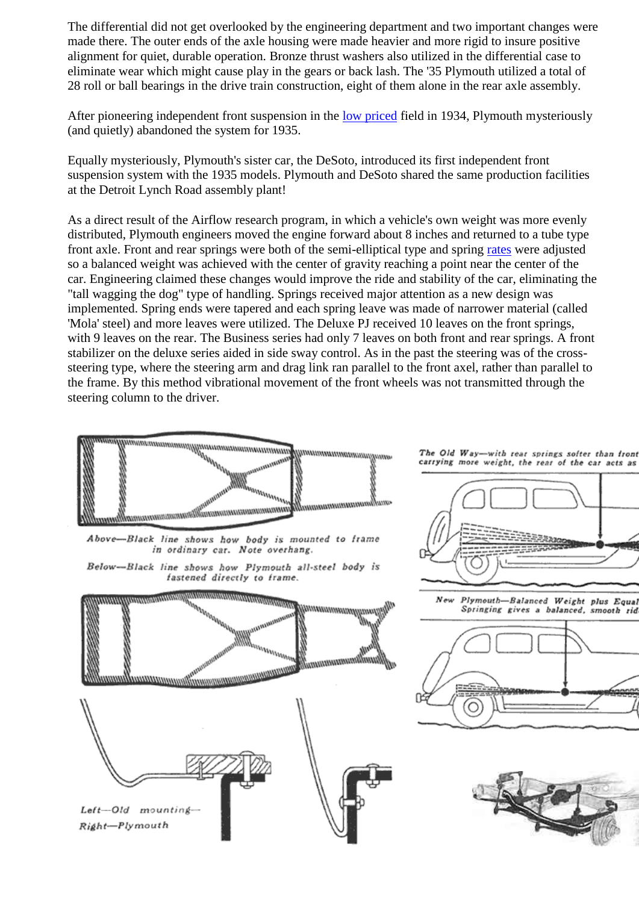The differential did not get overlooked by the engineering department and two important changes were made there. The outer ends of the axle housing were made heavier and more rigid to insure positive alignment for quiet, durable operation. Bronze thrust washers also utilized in the differential case to eliminate wear which might cause play in the gears or back lash. The '35 Plymouth utilized a total of 28 roll or ball bearings in the drive train construction, eight of them alone in the rear axle assembly.

After pioneering independent front suspension in the low priced field in 1934, Plymouth mysteriously (and quietly) abandoned the system for 1935.

Equally mysteriously, Plymouth's sister car, the DeSoto, introduced its first independent front suspension system with the 1935 models. Plymouth and DeSoto shared the same production facilities at the Detroit Lynch Road assembly plant!

As a direct result of the Airflow research program, in which a vehicle's own weight was more evenly distributed, Plymouth engineers moved the engine forward about 8 inches and returned to a tube type front axle. Front and rear springs were both of the semi-elliptical type and spring rates were adjusted so a balanced weight was achieved with the center of gravity reaching a point near the center of the car. Engineering claimed these changes would improve the ride and stability of the car, eliminating the "tall wagging the dog" type of handling. Springs received major attention as a new design was implemented. Spring ends were tapered and each spring leave was made of narrower material (called 'Mola' steel) and more leaves were utilized. The Deluxe PJ received 10 leaves on the front springs, with 9 leaves on the rear. The Business series had only 7 leaves on both front and rear springs. A front stabilizer on the deluxe series aided in side sway control. As in the past the steering was of the cross-steering type, where the steering arm and drag link ran parallel to the front axel, rather than parallel to the frame. By this method vibrational movement of the front wheels was not transmitted through the steering column to the driver.

*Above—Black line shows how body is mounted to frame in ordinary car. Note overhang.*

*Below—Black line shows how Plymouth all-steel body is fastened directly to frame.*

*The Old Way—with rear springs softer than front carrying more weight, the rear of the car acts as*

*New Plymouth—Balanced Weight plus Equal Springing gives a balanced, smooth rid*

*Left—Old mounting—*
*Right—Plymouth*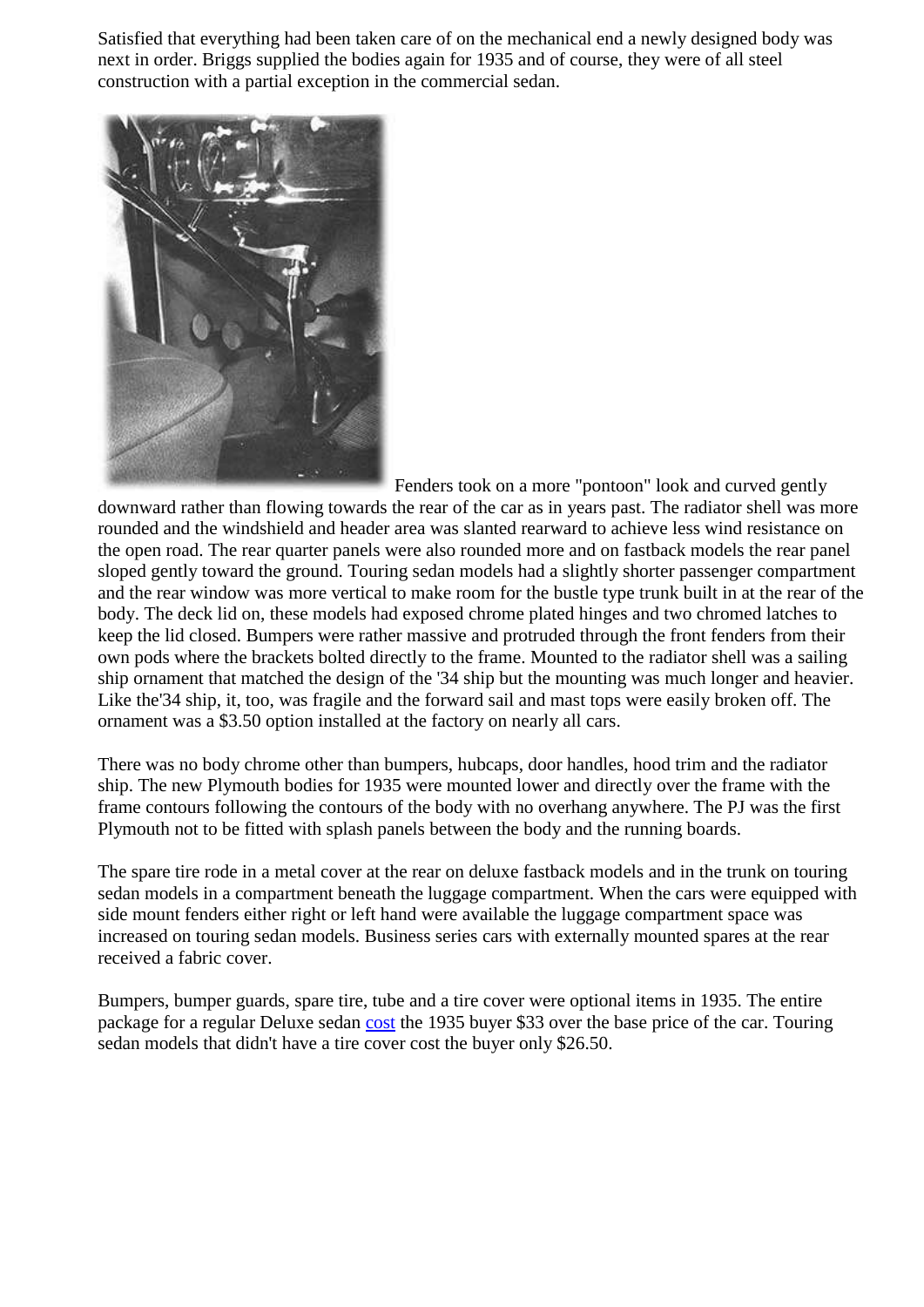Satisfied that everything had been taken care of on the mechanical end a newly designed body was next in order. Briggs supplied the bodies again for 1935 and of course, they were of all steel construction with a partial exception in the commercial sedan.

Fenders took on a more "pontoon" look and curved gently downward rather than flowing towards the rear of the car as in years past. The radiator shell was more rounded and the windshield and header area was slanted rearward to achieve less wind resistance on the open road. The rear quarter panels were also rounded more and on fastback models the rear panel sloped gently toward the ground. Touring sedan models had a slightly shorter passenger compartment and the rear window was more vertical to make room for the bustle type trunk built in at the rear of the body. The deck lid on, these models had exposed chrome plated hinges and two chromed latches to keep the lid closed. Bumpers were rather massive and protruded through the front fenders from their own pods where the brackets bolted directly to the frame. Mounted to the radiator shell was a sailing ship ornament that matched the design of the '34 ship but the mounting was much longer and heavier. Like the'34 ship, it, too, was fragile and the forward sail and mast tops were easily broken off. The ornament was a $3.50 option installed at the factory on nearly all cars.

There was no body chrome other than bumpers, hubcaps, door handles, hood trim and the radiator ship. The new Plymouth bodies for 1935 were mounted lower and directly over the frame with the frame contours following the contours of the body with no overhang anywhere. The PJ was the first Plymouth not to be fitted with splash panels between the body and the running boards.

The spare tire rode in a metal cover at the rear on deluxe fastback models and in the trunk on touring sedan models in a compartment beneath the luggage compartment. When the cars were equipped with side mount fenders either right or left hand were available the luggage compartment space was increased on touring sedan models. Business series cars with externally mounted spares at the rear received a fabric cover.

Bumpers, bumper guards, spare tire, tube and a tire cover were optional items in 1935. The entire package for a regular Deluxe sedan cost the 1935 buyer $33 over the base price of the car. Touring sedan models that didn't have a tire cover cost the buyer only $26.50.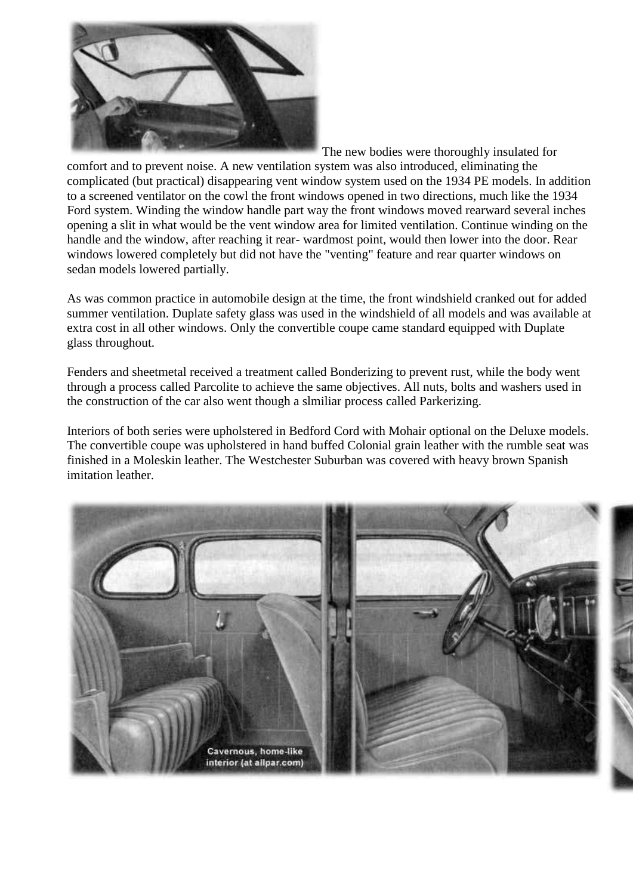The new bodies were thoroughly insulated for comfort and to prevent noise. A new ventilation system was also introduced, eliminating the complicated (but practical) disappearing vent window system used on the 1934 PE models. In addition to a screened ventilator on the cowl the front windows opened in two directions, much like the 1934 Ford system. Winding the window handle part way the front windows moved rearward several inches opening a slit in what would be the vent window area for limited ventilation. Continue winding on the handle and the window, after reaching it rear- wardmost point, would then lower into the door. Rear windows lowered completely but did not have the "venting" feature and rear quarter windows on sedan models lowered partially.

As was common practice in automobile design at the time, the front windshield cranked out for added summer ventilation. Duplate safety glass was used in the windshield of all models and was available at extra cost in all other windows. Only the convertible coupe came standard equipped with Duplate glass throughout.

Fenders and sheetmetal received a treatment called Bonderizing to prevent rust, while the body went through a process called Parcolite to achieve the same objectives. All nuts, bolts and washers used in the construction of the car also went though a slmiliar process called Parkerizing.

Interiors of both series were upholstered in Bedford Cord with Mohair optional on the Deluxe models. The convertible coupe was upholstered in hand buffed Colonial grain leather with the rumble seat was finished in a Moleskin leather. The Westchester Suburban was covered with heavy brown Spanish imitation leather.

Cavernous, home-like interior (at allpar.com)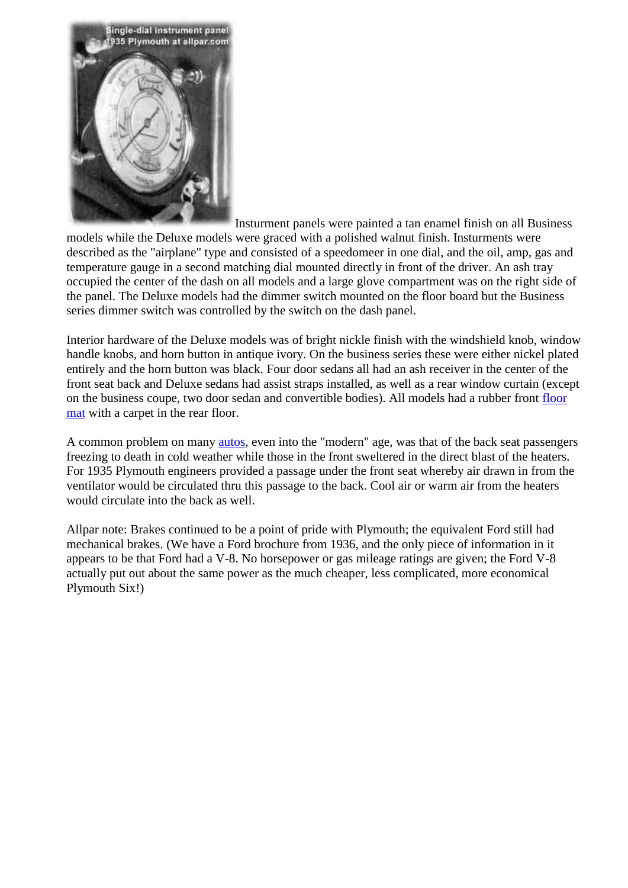Insturment panels were painted a tan enamel finish on all Business models while the Deluxe models were graced with a polished walnut finish. Insturments were described as the "airplane" type and consisted of a speedomeer in one dial, and the oil, amp, gas and temperature gauge in a second matching dial mounted directly in front of the driver. An ash tray occupied the center of the dash on all models and a large glove compartment was on the right side of the panel. The Deluxe models had the dimmer switch mounted on the floor board but the Business series dimmer switch was controlled by the switch on the dash panel.

Interior hardware of the Deluxe models was of bright nickle finish with the windshield knob, window handle knobs, and horn button in antique ivory. On the business series these were either nickel plated entirely and the horn button was black. Four door sedans all had an ash receiver in the center of the front seat back and Deluxe sedans had assist straps installed, as well as a rear window curtain (except on the business coupe, two door sedan and convertible bodies). All models had a rubber front floor mat with a carpet in the rear floor.

A common problem on many autos, even into the "modern" age, was that of the back seat passengers freezing to death in cold weather while those in the front sweltered in the direct blast of the heaters. For 1935 Plymouth engineers provided a passage under the front seat whereby air drawn in from the ventilator would be circulated thru this passage to the back. Cool air or warm air from the heaters would circulate into the back as well.

Allpar note: Brakes continued to be a point of pride with Plymouth; the equivalent Ford still had mechanical brakes. (We have a Ford brochure from 1936, and the only piece of information in it appears to be that Ford had a V-8. No horsepower or gas mileage ratings are given; the Ford V-8 actually put out about the same power as the much cheaper, less complicated, more economical Plymouth Six!)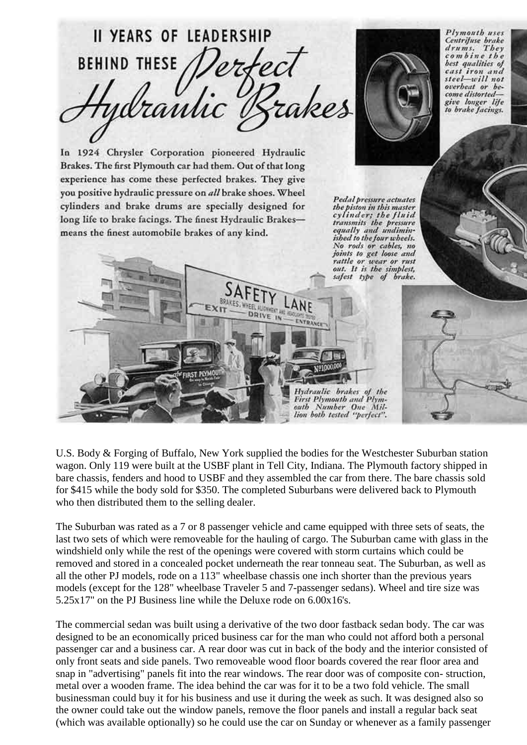# II YEARS OF LEADERSHIP BEHIND THESE *Perfect Hydraulic Brakes*

In 1924 Chrysler Corporation pioneered Hydraulic Brakes. The first Plymouth car had them. Out of that long experience has come these perfected brakes. They give you positive hydraulic pressure on *all* brake shoes. Wheel cylinders and brake drums are specially designed for long life to brake facings. The finest Hydraulic Brakes—means the finest automobile brakes of any kind.

*Plymouth uses Centrifuse brake drums. They combine the best qualities of cast iron and steel—will not overheat or become distorted—give longer life to brake facings.*

*Pedal pressure actuates the piston in this master cylinder; the fluid transmits the pressure equally and undiminished to the four wheels. No rods or cables, no joints to get loose and rattle or wear or rust out. It is the simplest, safest type of brake.*

*Hydraulic brakes of the First Plymouth and Plymouth Number One Million both tested "perfect".*

U.S. Body & Forging of Buffalo, New York supplied the bodies for the Westchester Suburban station wagon. Only 119 were built at the USBF plant in Tell City, Indiana. The Plymouth factory shipped in bare chassis, fenders and hood to USBF and they assembled the car from there. The bare chassis sold for $415 while the body sold for $350. The completed Suburbans were delivered back to Plymouth who then distributed them to the selling dealer.

The Suburban was rated as a 7 or 8 passenger vehicle and came equipped with three sets of seats, the last two sets of which were removeable for the hauling of cargo. The Suburban came with glass in the windshield only while the rest of the openings were covered with storm curtains which could be removed and stored in a concealed pocket underneath the rear tonneau seat. The Suburban, as well as all the other PJ models, rode on a 113" wheelbase chassis one inch shorter than the previous years models (except for the 128" wheelbase Traveler 5 and 7-passenger sedans). Wheel and tire size was 5.25x17" on the PJ Business line while the Deluxe rode on 6.00x16's.

The commercial sedan was built using a derivative of the two door fastback sedan body. The car was designed to be an economically priced business car for the man who could not afford both a personal passenger car and a business car. A rear door was cut in back of the body and the interior consisted of only front seats and side panels. Two removeable wood floor boards covered the rear floor area and snap in "advertising" panels fit into the rear windows. The rear door was of composite con- struction, metal over a wooden frame. The idea behind the car was for it to be a two fold vehicle. The small businessman could buy it for his business and use it during the week as such. It was designed also so the owner could take out the window panels, remove the floor panels and install a regular back seat (which was available optionally) so he could use the car on Sunday or whenever as a family passenger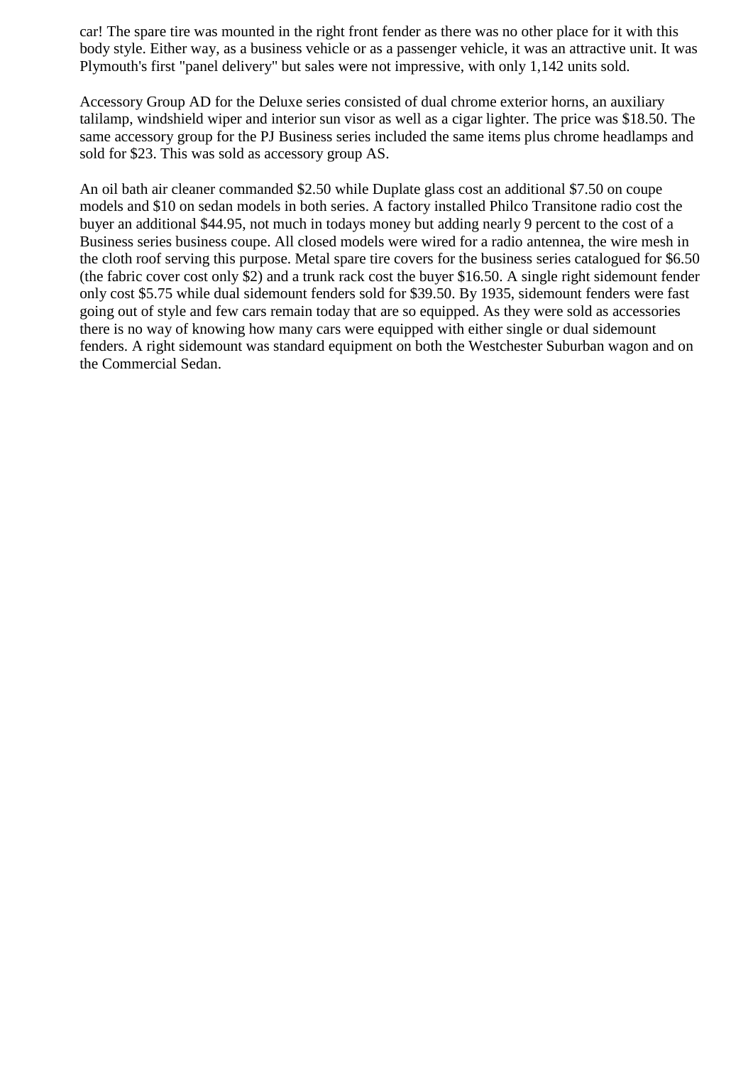car! The spare tire was mounted in the right front fender as there was no other place for it with this body style. Either way, as a business vehicle or as a passenger vehicle, it was an attractive unit. It was Plymouth's first "panel delivery" but sales were not impressive, with only 1,142 units sold.

Accessory Group AD for the Deluxe series consisted of dual chrome exterior horns, an auxiliary talilamp, windshield wiper and interior sun visor as well as a cigar lighter. The price was $18.50. The same accessory group for the PJ Business series included the same items plus chrome headlamps and sold for $23. This was sold as accessory group AS.

An oil bath air cleaner commanded $2.50 while Duplate glass cost an additional $7.50 on coupe models and $10 on sedan models in both series. A factory installed Philco Transitone radio cost the buyer an additional $44.95, not much in todays money but adding nearly 9 percent to the cost of a Business series business coupe. All closed models were wired for a radio antennea, the wire mesh in the cloth roof serving this purpose. Metal spare tire covers for the business series catalogued for $6.50 (the fabric cover cost only $2) and a trunk rack cost the buyer $16.50. A single right sidemount fender only cost $5.75 while dual sidemount fenders sold for $39.50. By 1935, sidemount fenders were fast going out of style and few cars remain today that are so equipped. As they were sold as accessories there is no way of knowing how many cars were equipped with either single or dual sidemount fenders. A right sidemount was standard equipment on both the Westchester Suburban wagon and on the Commercial Sedan.